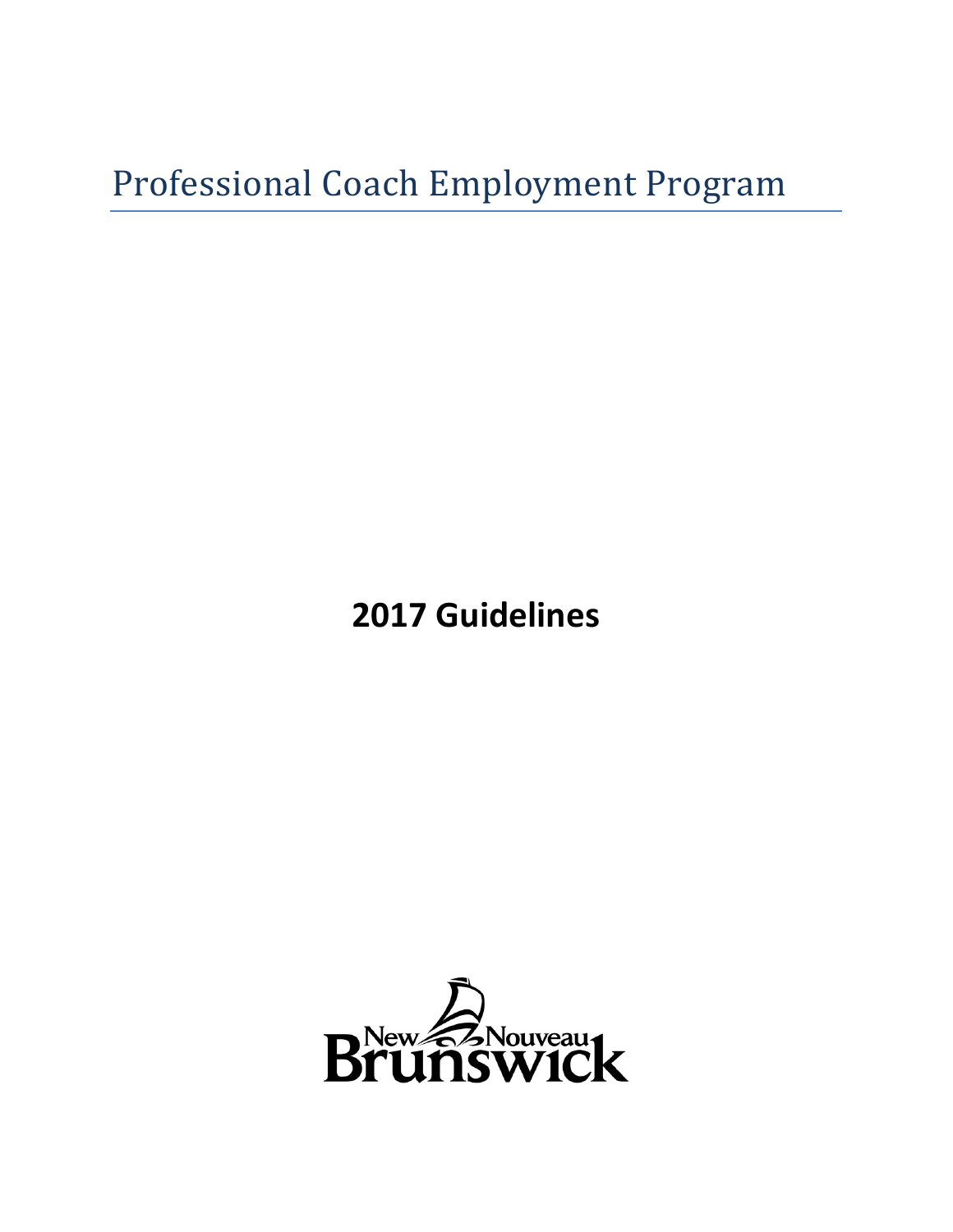# Professional Coach Employment Program

**2017 Guidelines**

New Nouveau Brunswick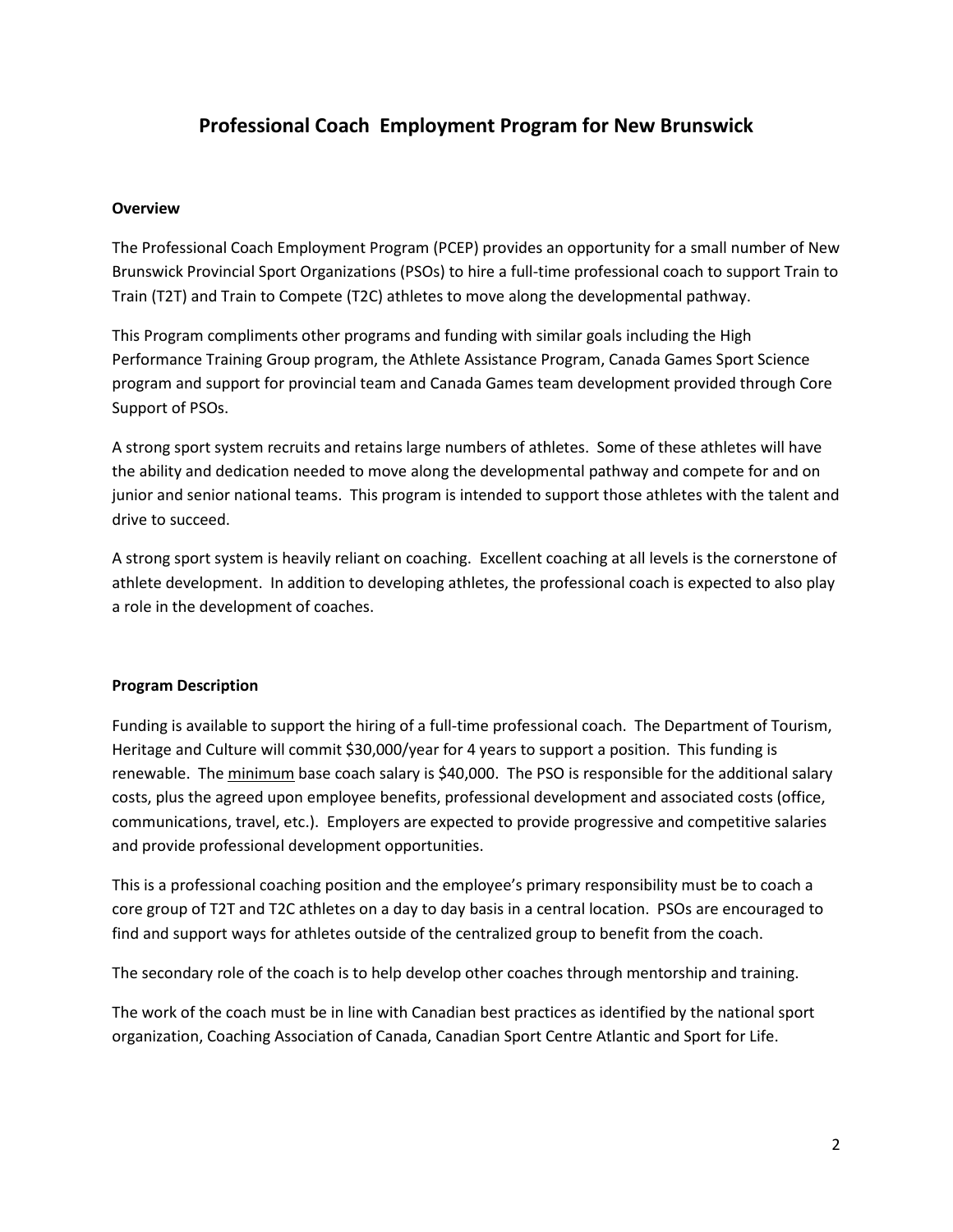# Professional Coach  Employment Program for New Brunswick

**Overview**

The Professional Coach Employment Program (PCEP) provides an opportunity for a small number of New Brunswick Provincial Sport Organizations (PSOs) to hire a full-time professional coach to support Train to Train (T2T) and Train to Compete (T2C) athletes to move along the developmental pathway.

This Program compliments other programs and funding with similar goals including the High Performance Training Group program, the Athlete Assistance Program, Canada Games Sport Science program and support for provincial team and Canada Games team development provided through Core Support of PSOs.

A strong sport system recruits and retains large numbers of athletes.  Some of these athletes will have the ability and dedication needed to move along the developmental pathway and compete for and on junior and senior national teams.  This program is intended to support those athletes with the talent and drive to succeed.

A strong sport system is heavily reliant on coaching.  Excellent coaching at all levels is the cornerstone of athlete development.  In addition to developing athletes, the professional coach is expected to also play a role in the development of coaches.

**Program Description**

Funding is available to support the hiring of a full-time professional coach.  The Department of Tourism, Heritage and Culture will commit $30,000/year for 4 years to support a position.  This funding is renewable.  The <u>minimum</u> base coach salary is $40,000.  The PSO is responsible for the additional salary costs, plus the agreed upon employee benefits, professional development and associated costs (office, communications, travel, etc.).  Employers are expected to provide progressive and competitive salaries and provide professional development opportunities.

This is a professional coaching position and the employee's primary responsibility must be to coach a core group of T2T and T2C athletes on a day to day basis in a central location.  PSOs are encouraged to find and support ways for athletes outside of the centralized group to benefit from the coach.

The secondary role of the coach is to help develop other coaches through mentorship and training.

The work of the coach must be in line with Canadian best practices as identified by the national sport organization, Coaching Association of Canada, Canadian Sport Centre Atlantic and Sport for Life.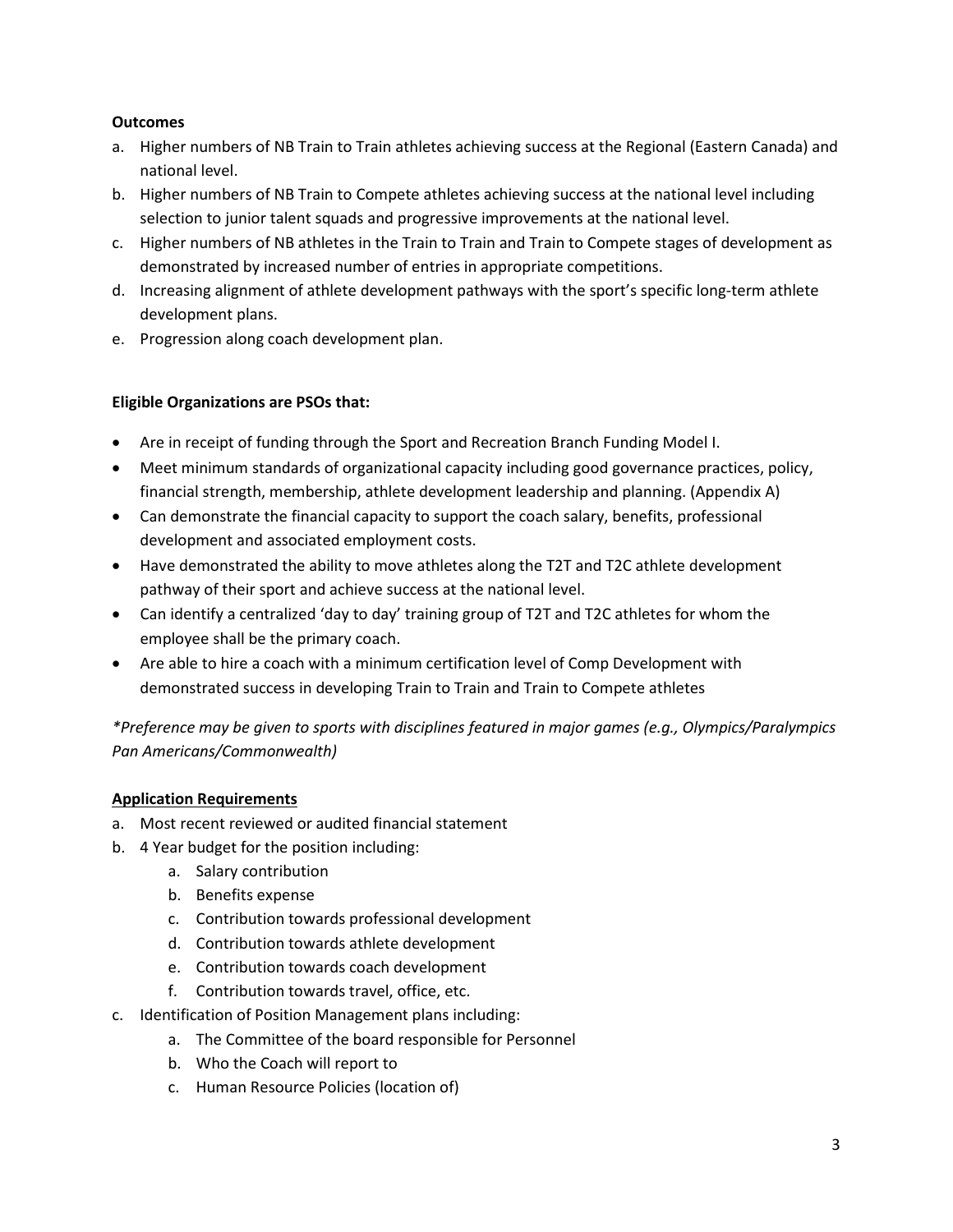**Outcomes**

a. Higher numbers of NB Train to Train athletes achieving success at the Regional (Eastern Canada) and national level.
b. Higher numbers of NB Train to Compete athletes achieving success at the national level including selection to junior talent squads and progressive improvements at the national level.
c. Higher numbers of NB athletes in the Train to Train and Train to Compete stages of development as demonstrated by increased number of entries in appropriate competitions.
d. Increasing alignment of athlete development pathways with the sport's specific long-term athlete development plans.
e. Progression along coach development plan.

**Eligible Organizations are PSOs that:**

- Are in receipt of funding through the Sport and Recreation Branch Funding Model I.
- Meet minimum standards of organizational capacity including good governance practices, policy, financial strength, membership, athlete development leadership and planning. (Appendix A)
- Can demonstrate the financial capacity to support the coach salary, benefits, professional development and associated employment costs.
- Have demonstrated the ability to move athletes along the T2T and T2C athlete development pathway of their sport and achieve success at the national level.
- Can identify a centralized 'day to day' training group of T2T and T2C athletes for whom the employee shall be the primary coach.
- Are able to hire a coach with a minimum certification level of Comp Development with demonstrated success in developing Train to Train and Train to Compete athletes

*\*Preference may be given to sports with disciplines featured in major games (e.g., Olympics/Paralympics Pan Americans/Commonwealth)*

**Application Requirements**

a. Most recent reviewed or audited financial statement
b. 4 Year budget for the position including:
    a. Salary contribution
    b. Benefits expense
    c. Contribution towards professional development
    d. Contribution towards athlete development
    e. Contribution towards coach development
    f. Contribution towards travel, office, etc.
c. Identification of Position Management plans including:
    a. The Committee of the board responsible for Personnel
    b. Who the Coach will report to
    c. Human Resource Policies (location of)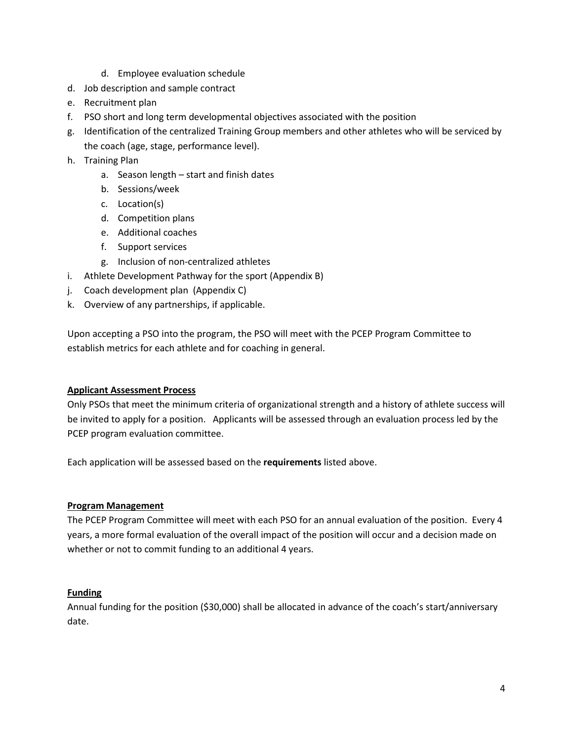d. Employee evaluation schedule

d. Job description and sample contract
e. Recruitment plan
f. PSO short and long term developmental objectives associated with the position
g. Identification of the centralized Training Group members and other athletes who will be serviced by the coach (age, stage, performance level).
h. Training Plan
    a. Season length – start and finish dates
    b. Sessions/week
    c. Location(s)
    d. Competition plans
    e. Additional coaches
    f. Support services
    g. Inclusion of non-centralized athletes
i. Athlete Development Pathway for the sport (Appendix B)
j. Coach development plan (Appendix C)
k. Overview of any partnerships, if applicable.

Upon accepting a PSO into the program, the PSO will meet with the PCEP Program Committee to establish metrics for each athlete and for coaching in general.

**Applicant Assessment Process**

Only PSOs that meet the minimum criteria of organizational strength and a history of athlete success will be invited to apply for a position. Applicants will be assessed through an evaluation process led by the PCEP program evaluation committee.

Each application will be assessed based on the **requirements** listed above.

**Program Management**

The PCEP Program Committee will meet with each PSO for an annual evaluation of the position. Every 4 years, a more formal evaluation of the overall impact of the position will occur and a decision made on whether or not to commit funding to an additional 4 years.

**Funding**

Annual funding for the position ($30,000) shall be allocated in advance of the coach's start/anniversary date.